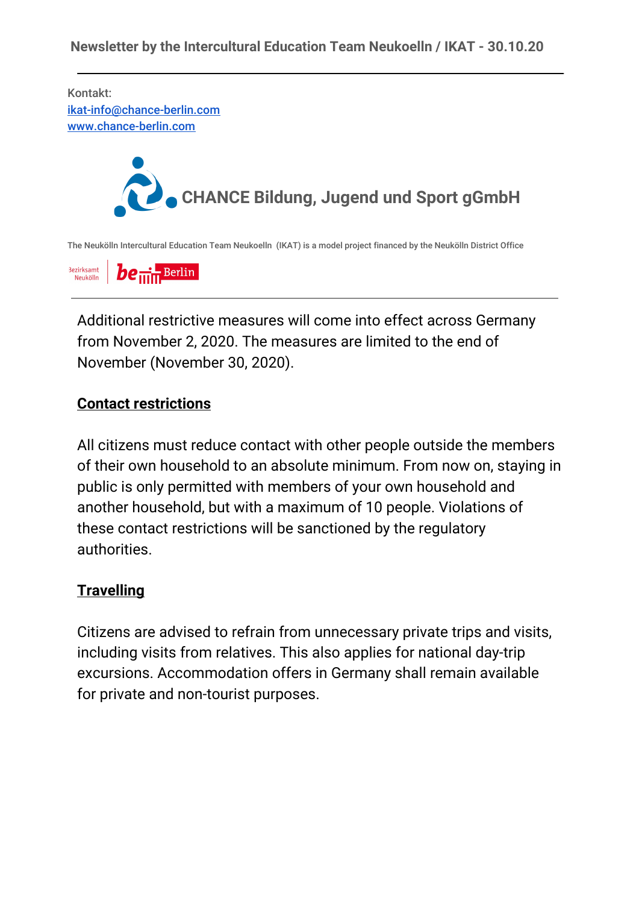**Newsletter by the Intercultural Education Team Neukoelln / IKAT - 30.10.20**

---

Kontakt:
[ikat-info@chance-berlin.com](mailto:ikat-info@chance-berlin.com)
[www.chance-berlin.com](http://www.chance-berlin.com)

**CHANCE Bildung, Jugend und Sport gGmbH**

The Neukölln Intercultural Education Team Neukoelln (IKAT) is a model project financed by the Neukölln District Office

Bezirksamt Neukölln | be Berlin

---

Additional restrictive measures will come into effect across Germany from November 2, 2020. The measures are limited to the end of November (November 30, 2020).

## Contact restrictions

All citizens must reduce contact with other people outside the members of their own household to an absolute minimum. From now on, staying in public is only permitted with members of your own household and another household, but with a maximum of 10 people. Violations of these contact restrictions will be sanctioned by the regulatory authorities.

## Travelling

Citizens are advised to refrain from unnecessary private trips and visits, including visits from relatives. This also applies for national day-trip excursions. Accommodation offers in Germany shall remain available for private and non-tourist purposes.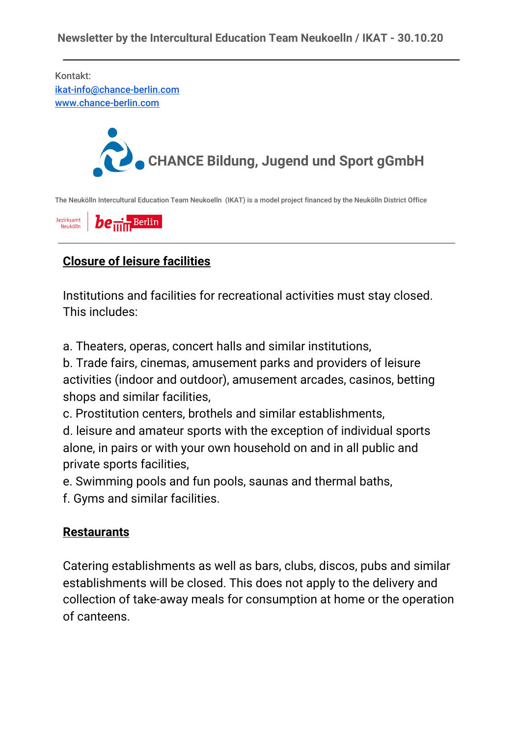Newsletter by the Intercultural Education Team Neukoelln / IKAT - 30.10.20

---

Kontakt:
ikat-info@chance-berlin.com
www.chance-berlin.com

CHANCE Bildung, Jugend und Sport gGmbH

The Neukölln Intercultural Education Team Neukoelln (IKAT) is a model project financed by the Neukölln District Office

Bezirksamt Neukölln | be Berlin

---

## Closure of leisure facilities

Institutions and facilities for recreational activities must stay closed. This includes:

a. Theaters, operas, concert halls and similar institutions,
b. Trade fairs, cinemas, amusement parks and providers of leisure activities (indoor and outdoor), amusement arcades, casinos, betting shops and similar facilities,
c. Prostitution centers, brothels and similar establishments,
d. leisure and amateur sports with the exception of individual sports alone, in pairs or with your own household on and in all public and private sports facilities,
e. Swimming pools and fun pools, saunas and thermal baths,
f. Gyms and similar facilities.

## Restaurants

Catering establishments as well as bars, clubs, discos, pubs and similar establishments will be closed. This does not apply to the delivery and collection of take-away meals for consumption at home or the operation of canteens.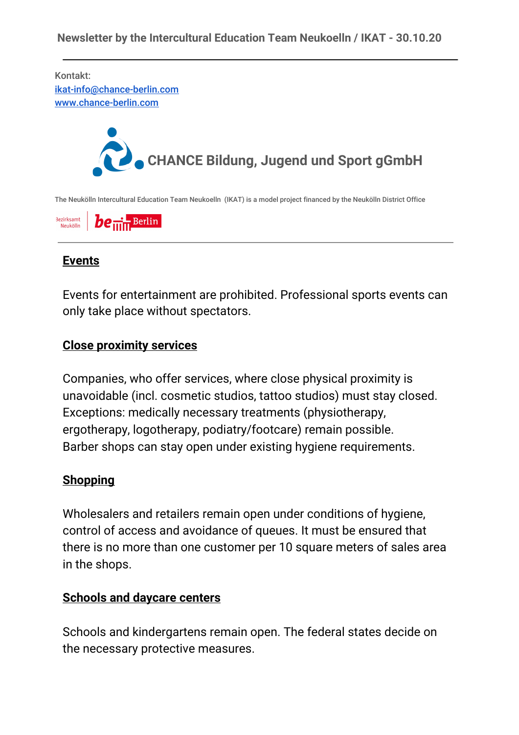Newsletter by the Intercultural Education Team Neukoelln / IKAT - 30.10.20

Kontakt:
[ikat-info@chance-berlin.com](mailto:ikat-info@chance-berlin.com)
[www.chance-berlin.com](http://www.chance-berlin.com)

CHANCE Bildung, Jugend und Sport gGmbH

The Neukölln Intercultural Education Team Neukoelln (IKAT) is a model project financed by the Neukölln District Office

Bezirksamt Neukölln | be Berlin

---

## Events

Events for entertainment are prohibited. Professional sports events can only take place without spectators.

## Close proximity services

Companies, who offer services, where close physical proximity is unavoidable (incl. cosmetic studios, tattoo studios) must stay closed. Exceptions: medically necessary treatments (physiotherapy, ergotherapy, logotherapy, podiatry/footcare) remain possible.
Barber shops can stay open under existing hygiene requirements.

## Shopping

Wholesalers and retailers remain open under conditions of hygiene, control of access and avoidance of queues. It must be ensured that there is no more than one customer per 10 square meters of sales area in the shops.

## Schools and daycare centers

Schools and kindergartens remain open. The federal states decide on the necessary protective measures.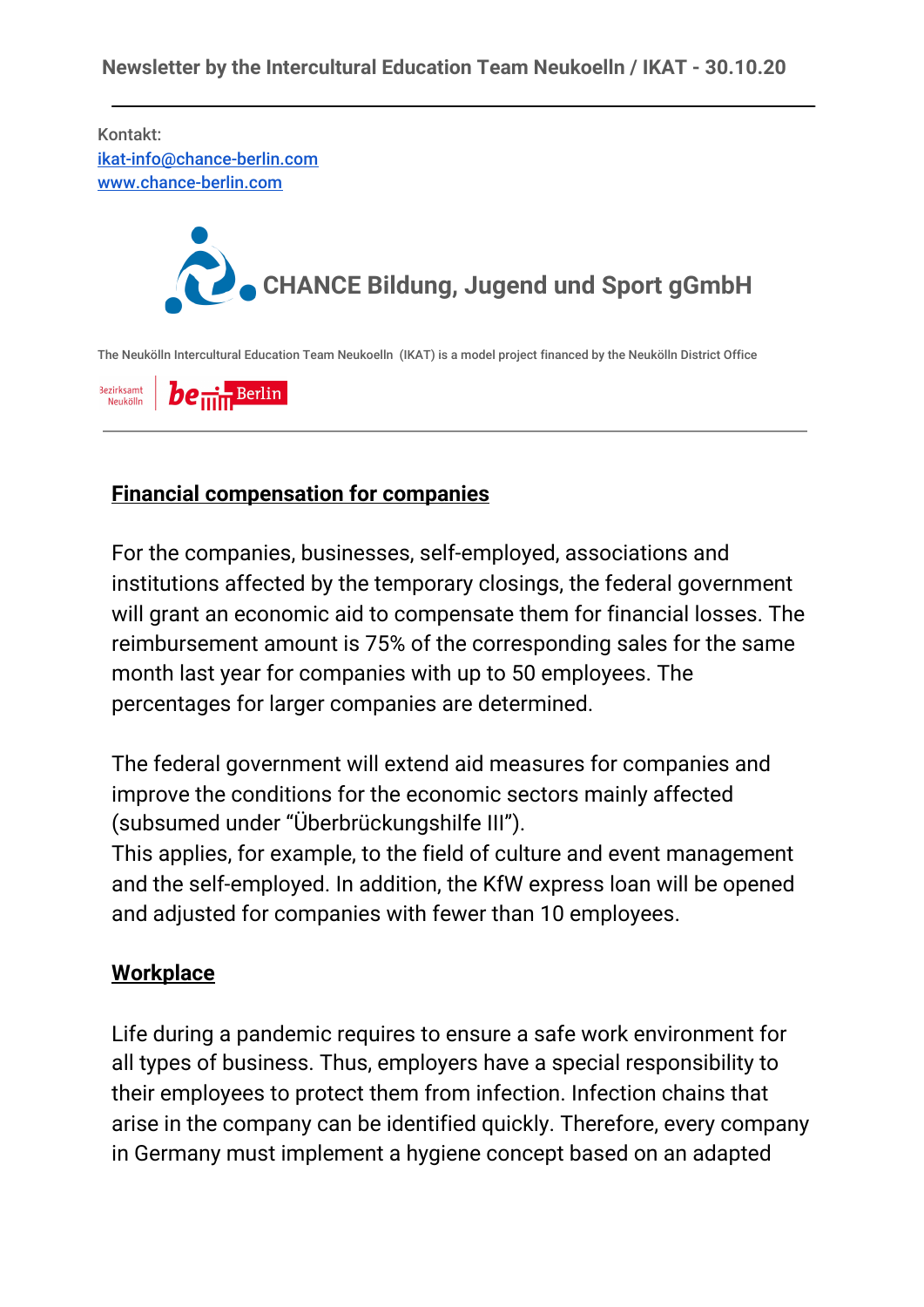Newsletter by the Intercultural Education Team Neukoelln / IKAT - 30.10.20

---

Kontakt:
ikat-info@chance-berlin.com
www.chance-berlin.com

CHANCE Bildung, Jugend und Sport gGmbH

The Neukölln Intercultural Education Team Neukoelln (IKAT) is a model project financed by the Neukölln District Office

Bezirksamt Neukölln | be Berlin

---

## Financial compensation for companies

For the companies, businesses, self-employed, associations and institutions affected by the temporary closings, the federal government will grant an economic aid to compensate them for financial losses. The reimbursement amount is 75% of the corresponding sales for the same month last year for companies with up to 50 employees. The percentages for larger companies are determined.

The federal government will extend aid measures for companies and improve the conditions for the economic sectors mainly affected (subsumed under "Überbrückungshilfe III").
This applies, for example, to the field of culture and event management and the self-employed. In addition, the KfW express loan will be opened and adjusted for companies with fewer than 10 employees.

## Workplace

Life during a pandemic requires to ensure a safe work environment for all types of business. Thus, employers have a special responsibility to their employees to protect them from infection. Infection chains that arise in the company can be identified quickly. Therefore, every company in Germany must implement a hygiene concept based on an adapted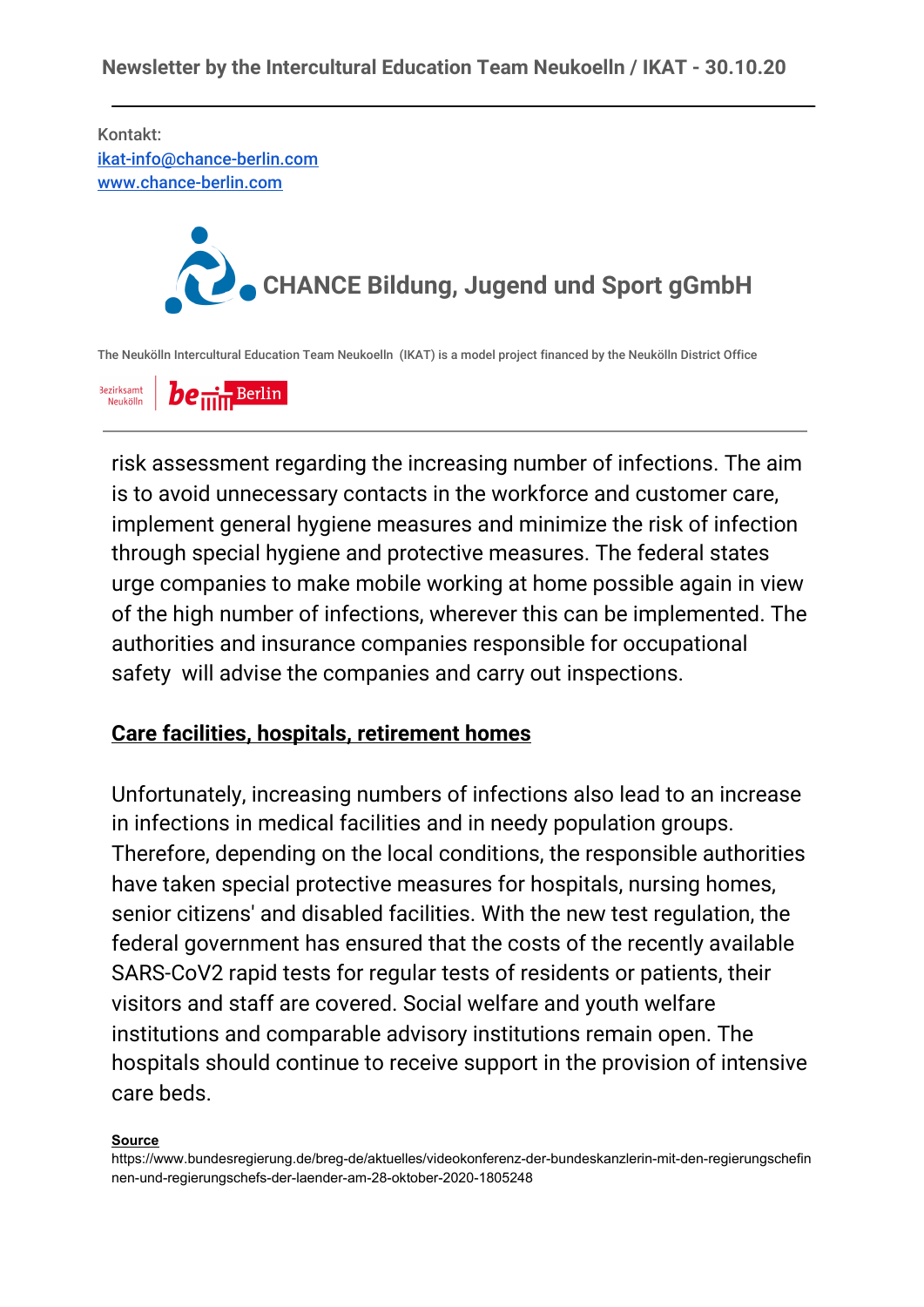risk assessment regarding the increasing number of infections. The aim is to avoid unnecessary contacts in the workforce and customer care, implement general hygiene measures and minimize the risk of infection through special hygiene and protective measures. The federal states urge companies to make mobile working at home possible again in view of the high number of infections, wherever this can be implemented. The authorities and insurance companies responsible for occupational safety will advise the companies and carry out inspections.

## Care facilities, hospitals, retirement homes

Unfortunately, increasing numbers of infections also lead to an increase in infections in medical facilities and in needy population groups. Therefore, depending on the local conditions, the responsible authorities have taken special protective measures for hospitals, nursing homes, senior citizens' and disabled facilities. With the new test regulation, the federal government has ensured that the costs of the recently available SARS-CoV2 rapid tests for regular tests of residents or patients, their visitors and staff are covered. Social welfare and youth welfare institutions and comparable advisory institutions remain open. The hospitals should continue to receive support in the provision of intensive care beds.

**Source**

https://www.bundesregierung.de/breg-de/aktuelles/videokonferenz-der-bundeskanzlerin-mit-den-regierungschefinnen-und-regierungschefs-der-laender-am-28-oktober-2020-1805248